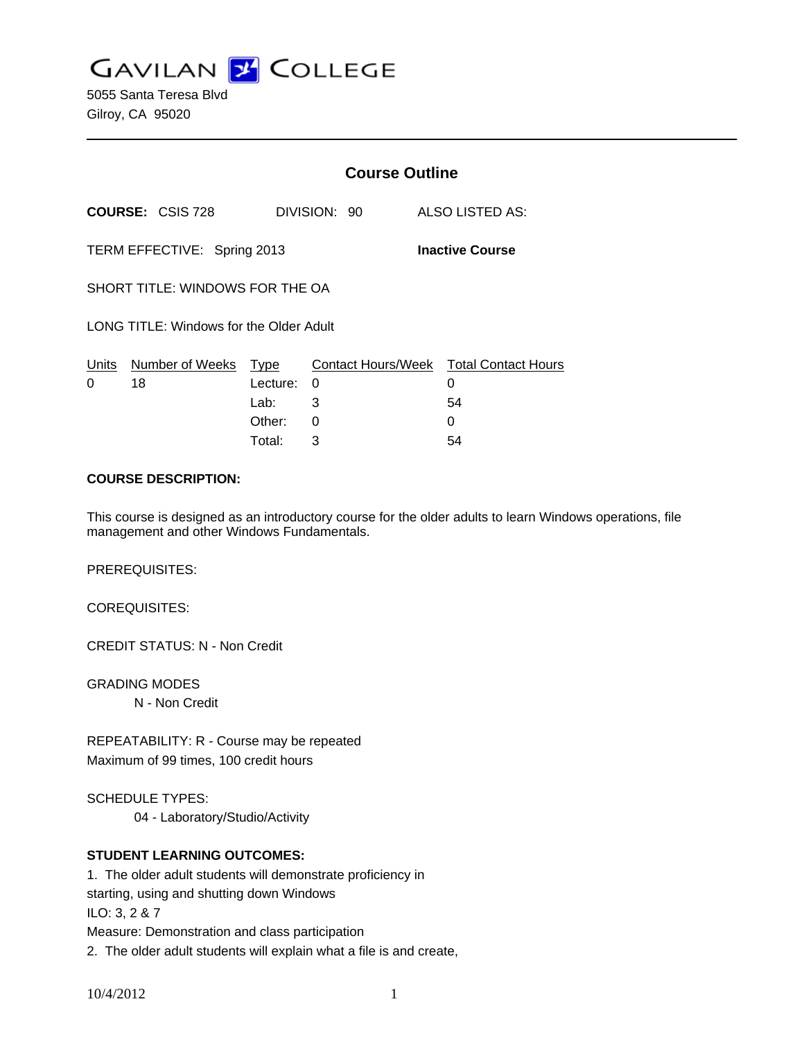GAVILAN COLLEGE
5055 Santa Teresa Blvd
Gilroy, CA 95020

## Course Outline

**COURSE:** CSIS 728 DIVISION: 90 ALSO LISTED AS:

TERM EFFECTIVE: Spring 2013 **Inactive Course**

SHORT TITLE: WINDOWS FOR THE OA

LONG TITLE: Windows for the Older Adult

| Units | Number of Weeks | Type | Contact Hours/Week | Total Contact Hours |
|---|---|---|---|---|
| 0 | 18 | Lecture: | 0 | 0 |
| | | Lab: | 3 | 54 |
| | | Other: | 0 | 0 |
| | | Total: | 3 | 54 |

**COURSE DESCRIPTION:**

This course is designed as an introductory course for the older adults to learn Windows operations, file management and other Windows Fundamentals.

PREREQUISITES:

COREQUISITES:

CREDIT STATUS: N - Non Credit

GRADING MODES
N - Non Credit

REPEATABILITY: R - Course may be repeated
Maximum of 99 times, 100 credit hours

SCHEDULE TYPES:
04 - Laboratory/Studio/Activity

**STUDENT LEARNING OUTCOMES:**

1. The older adult students will demonstrate proficiency in starting, using and shutting down Windows
ILO: 3, 2 & 7
Measure: Demonstration and class participation
2. The older adult students will explain what a file is and create,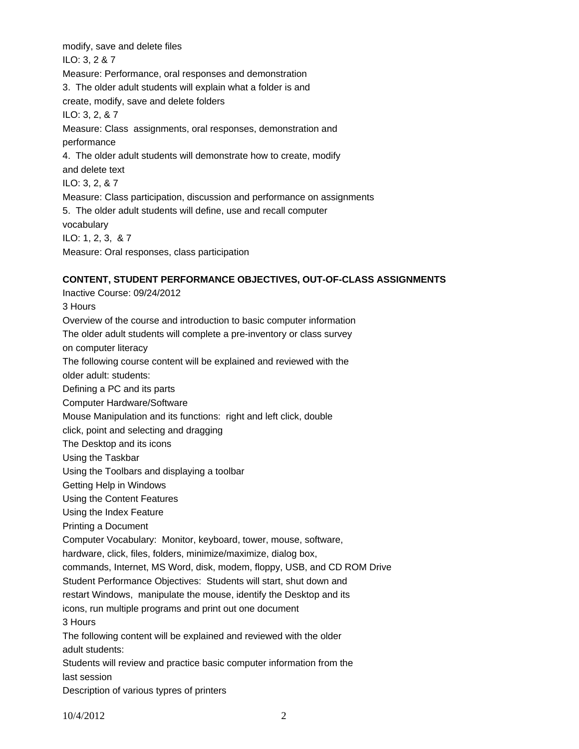modify, save and delete files

ILO: 3, 2 & 7

Measure: Performance, oral responses and demonstration

3. The older adult students will explain what a folder is and create, modify, save and delete folders

ILO: 3, 2, & 7

Measure: Class assignments, oral responses, demonstration and performance

4. The older adult students will demonstrate how to create, modify and delete text

ILO: 3, 2, & 7

Measure: Class participation, discussion and performance on assignments

5. The older adult students will define, use and recall computer vocabulary

ILO: 1, 2, 3, & 7

Measure: Oral responses, class participation

**CONTENT, STUDENT PERFORMANCE OBJECTIVES, OUT-OF-CLASS ASSIGNMENTS**

Inactive Course: 09/24/2012

3 Hours

Overview of the course and introduction to basic computer information

The older adult students will complete a pre-inventory or class survey on computer literacy

The following course content will be explained and reviewed with the older adult: students:

Defining a PC and its parts

Computer Hardware/Software

Mouse Manipulation and its functions: right and left click, double click, point and selecting and dragging

The Desktop and its icons

Using the Taskbar

Using the Toolbars and displaying a toolbar

Getting Help in Windows

Using the Content Features

Using the Index Feature

Printing a Document

Computer Vocabulary: Monitor, keyboard, tower, mouse, software, hardware, click, files, folders, minimize/maximize, dialog box, commands, Internet, MS Word, disk, modem, floppy, USB, and CD ROM Drive

Student Performance Objectives: Students will start, shut down and restart Windows, manipulate the mouse, identify the Desktop and its icons, run multiple programs and print out one document

3 Hours

The following content will be explained and reviewed with the older adult students:

Students will review and practice basic computer information from the last session

Description of various typres of printers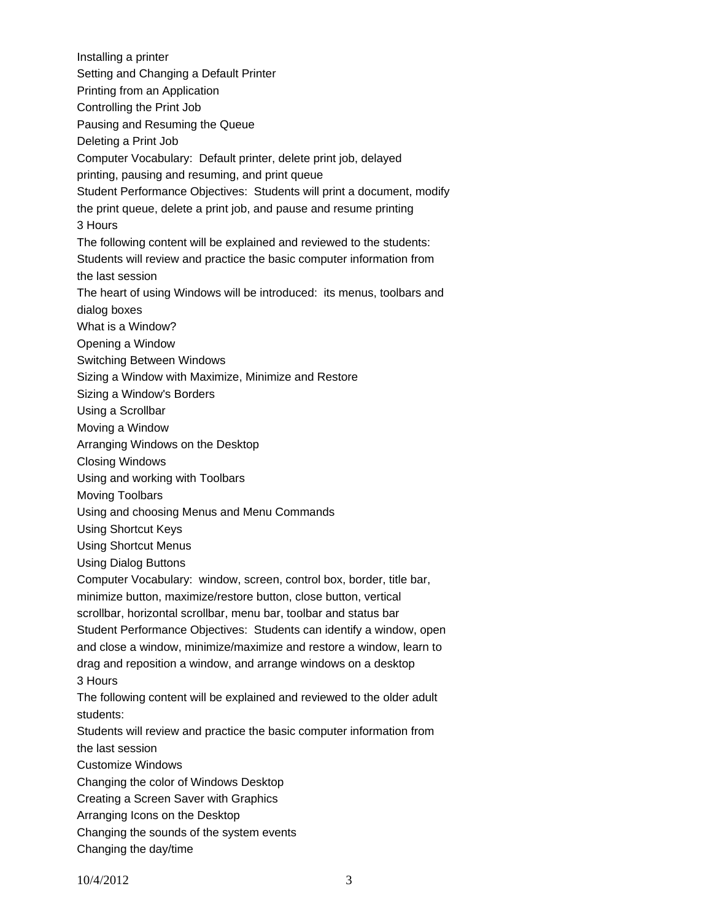Installing a printer

Setting and Changing a Default Printer

Printing from an Application

Controlling the Print Job

Pausing and Resuming the Queue

Deleting a Print Job

Computer Vocabulary: Default printer, delete print job, delayed printing, pausing and resuming, and print queue

Student Performance Objectives: Students will print a document, modify the print queue, delete a print job, and pause and resume printing

3 Hours

The following content will be explained and reviewed to the students:

Students will review and practice the basic computer information from the last session

The heart of using Windows will be introduced: its menus, toolbars and dialog boxes

What is a Window?

Opening a Window

Switching Between Windows

Sizing a Window with Maximize, Minimize and Restore

Sizing a Window's Borders

Using a Scrollbar

Moving a Window

Arranging Windows on the Desktop

Closing Windows

Using and working with Toolbars

Moving Toolbars

Using and choosing Menus and Menu Commands

Using Shortcut Keys

Using Shortcut Menus

Using Dialog Buttons

Computer Vocabulary: window, screen, control box, border, title bar, minimize button, maximize/restore button, close button, vertical scrollbar, horizontal scrollbar, menu bar, toolbar and status bar

Student Performance Objectives: Students can identify a window, open and close a window, minimize/maximize and restore a window, learn to drag and reposition a window, and arrange windows on a desktop

3 Hours

The following content will be explained and reviewed to the older adult students:

Students will review and practice the basic computer information from the last session

Customize Windows

Changing the color of Windows Desktop

Creating a Screen Saver with Graphics

Arranging Icons on the Desktop

Changing the sounds of the system events

Changing the day/time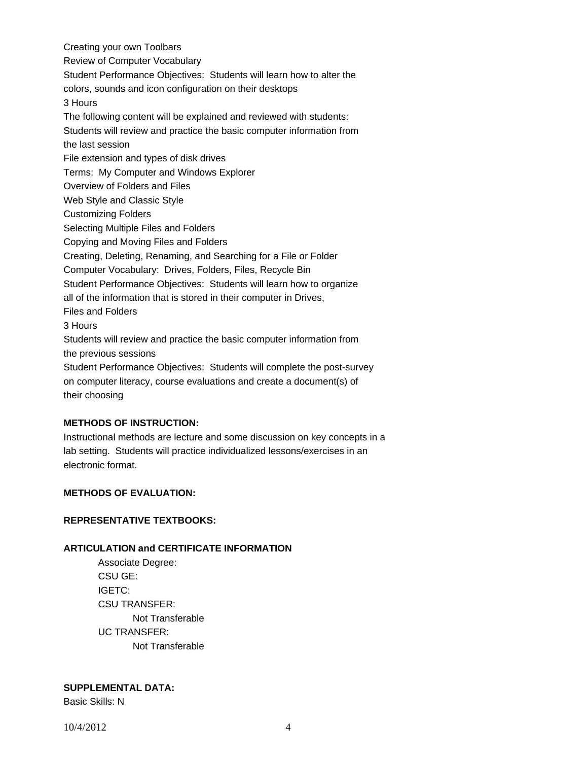Creating your own Toolbars
Review of Computer Vocabulary
Student Performance Objectives: Students will learn how to alter the colors, sounds and icon configuration on their desktops
3 Hours
The following content will be explained and reviewed with students:
Students will review and practice the basic computer information from the last session
File extension and types of disk drives
Terms: My Computer and Windows Explorer
Overview of Folders and Files
Web Style and Classic Style
Customizing Folders
Selecting Multiple Files and Folders
Copying and Moving Files and Folders
Creating, Deleting, Renaming, and Searching for a File or Folder
Computer Vocabulary: Drives, Folders, Files, Recycle Bin
Student Performance Objectives: Students will learn how to organize all of the information that is stored in their computer in Drives, Files and Folders
3 Hours
Students will review and practice the basic computer information from the previous sessions
Student Performance Objectives: Students will complete the post-survey on computer literacy, course evaluations and create a document(s) of their choosing

**METHODS OF INSTRUCTION:**

Instructional methods are lecture and some discussion on key concepts in a lab setting. Students will practice individualized lessons/exercises in an electronic format.

**METHODS OF EVALUATION:**

**REPRESENTATIVE TEXTBOOKS:**

**ARTICULATION and CERTIFICATE INFORMATION**

Associate Degree:
CSU GE:
IGETC:
CSU TRANSFER:
  Not Transferable
UC TRANSFER:
  Not Transferable

**SUPPLEMENTAL DATA:**

Basic Skills: N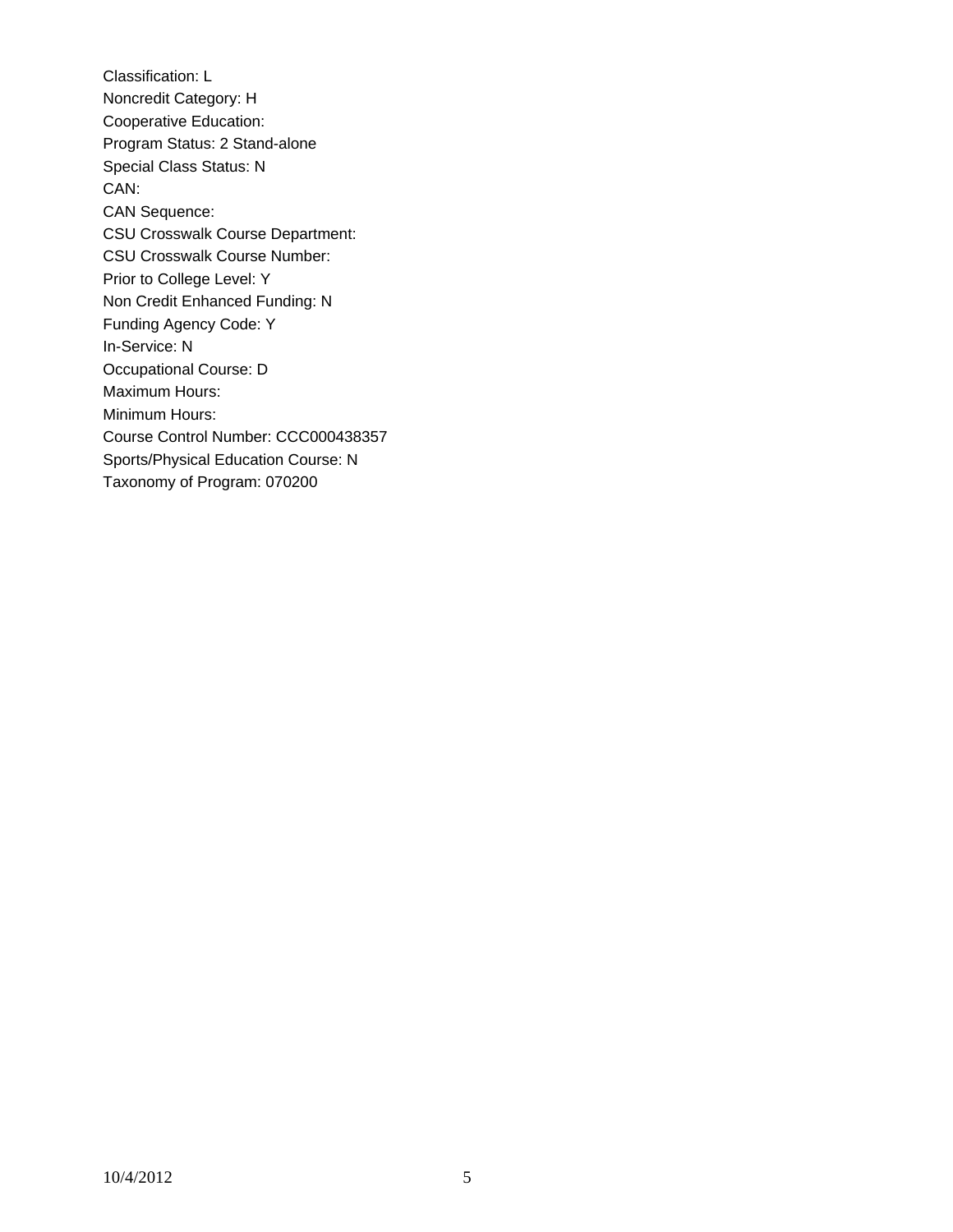Classification: L
Noncredit Category: H
Cooperative Education:
Program Status: 2 Stand-alone
Special Class Status: N
CAN:
CAN Sequence:
CSU Crosswalk Course Department:
CSU Crosswalk Course Number:
Prior to College Level: Y
Non Credit Enhanced Funding: N
Funding Agency Code: Y
In-Service: N
Occupational Course: D
Maximum Hours:
Minimum Hours:
Course Control Number: CCC000438357
Sports/Physical Education Course: N
Taxonomy of Program: 070200